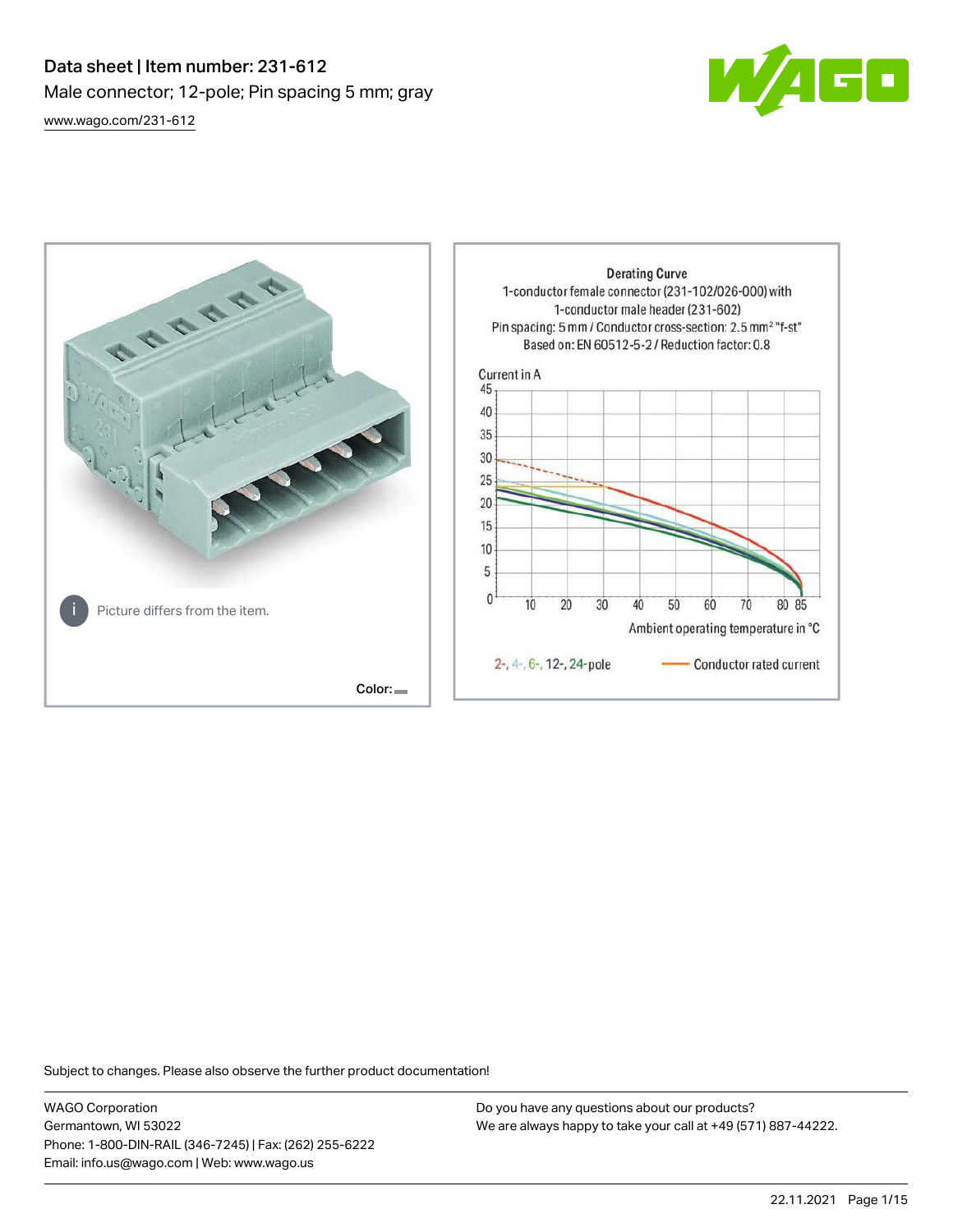# Data sheet | Item number: 231-612

Male connector; 12-pole; Pin spacing 5 mm; gray

www.wago.com/231-612

Picture differs from the item.

Color:

Derating Curve
1-conductor female connector (231-102/026-000) with
1-conductor male header (231-602)
Pin spacing: 5 mm / Conductor cross-section: 2.5 mm² "f-st"
Based on: EN 60512-5-2 / Reduction factor: 0.8

Current in A

Ambient operating temperature in °C

2-, 4-, 6-, 12-, 24-pole — Conductor rated current

Subject to changes. Please also observe the further product documentation!

WAGO Corporation
Germantown, WI 53022
Phone: 1-800-DIN-RAIL (346-7245) | Fax: (262) 255-6222
Email: info.us@wago.com | Web: www.wago.us

Do you have any questions about our products?
We are always happy to take your call at +49 (571) 887-44222.

22.11.2021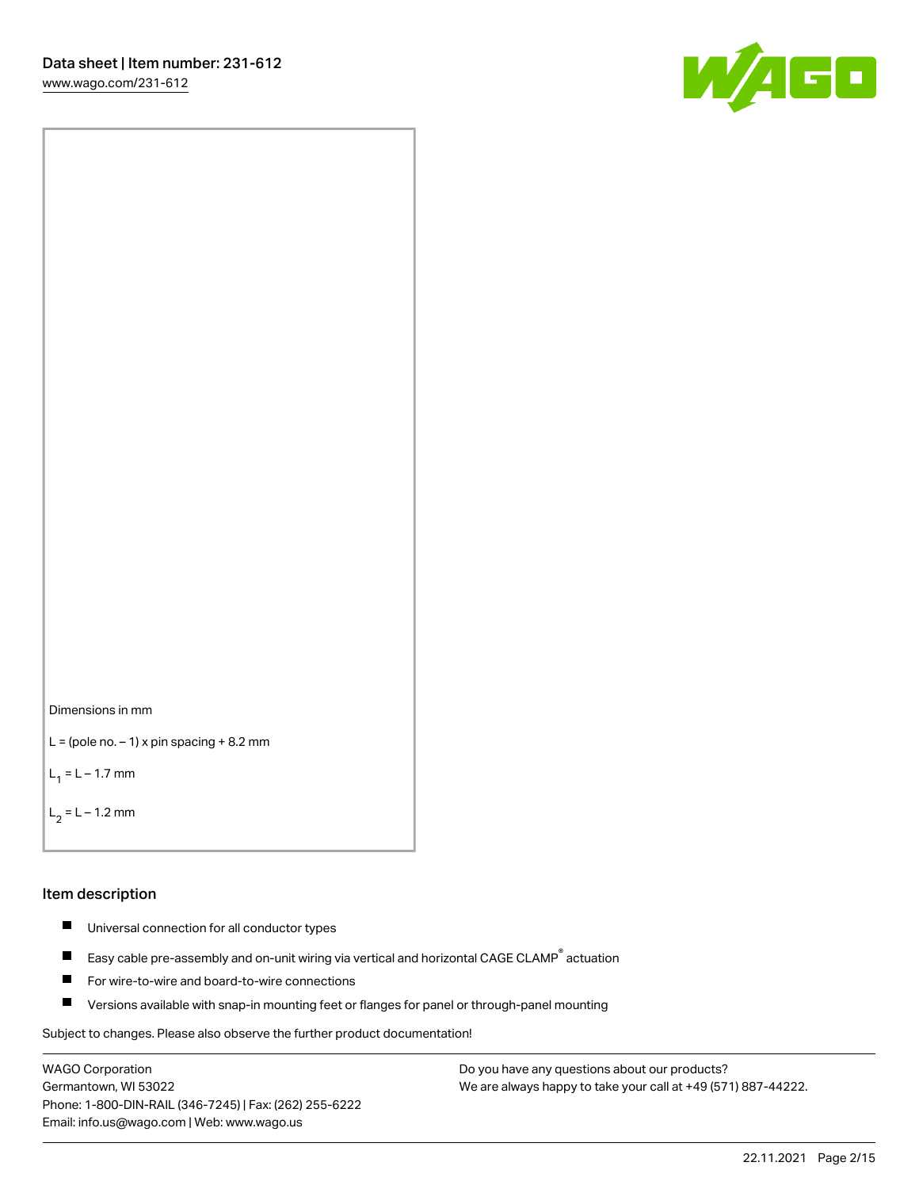Dimensions in mm

L = (pole no. − 1) x pin spacing + 8.2 mm

$L_1$ = L − 1.7 mm

$L_2$ = L − 1.2 mm

## Item description

- Universal connection for all conductor types
- Easy cable pre-assembly and on-unit wiring via vertical and horizontal CAGE CLAMP® actuation
- For wire-to-wire and board-to-wire connections
- Versions available with snap-in mounting feet or flanges for panel or through-panel mounting

Subject to changes. Please also observe the further product documentation!

WAGO Corporation
Germantown, WI 53022
Phone: 1-800-DIN-RAIL (346-7245) | Fax: (262) 255-6222
Email: info.us@wago.com | Web: www.wago.us

Do you have any questions about our products?
We are always happy to take your call at +49 (571) 887-44222.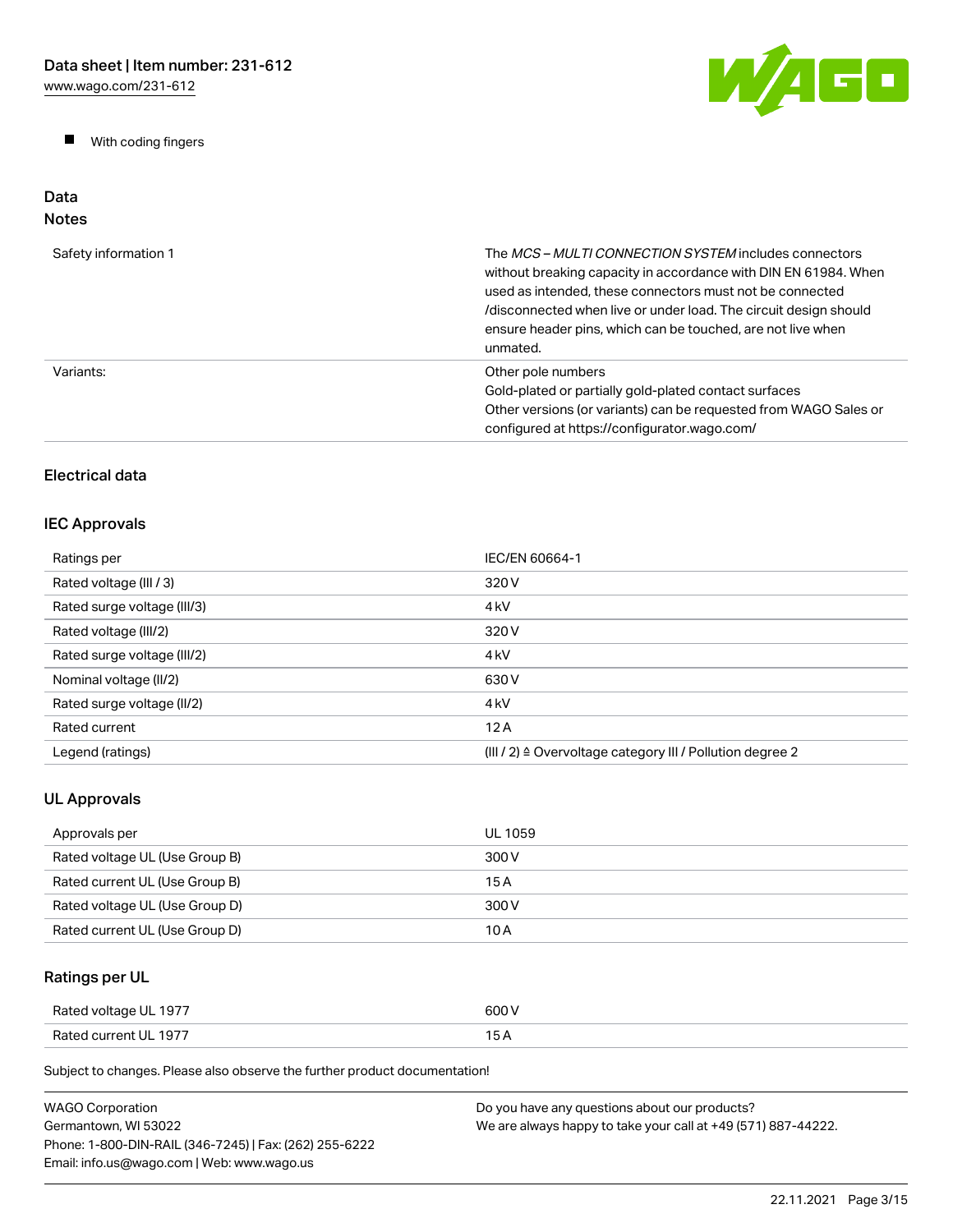- With coding fingers

## Data

### Notes

| | |
|---|---|
| Safety information 1 | The *MCS – MULTI CONNECTION SYSTEM* includes connectors without breaking capacity in accordance with DIN EN 61984. When used as intended, these connectors must not be connected /disconnected when live or under load. The circuit design should ensure header pins, which can be touched, are not live when unmated. |
| Variants: | Other pole numbers<br>Gold-plated or partially gold-plated contact surfaces<br>Other versions (or variants) can be requested from WAGO Sales or configured at https://configurator.wago.com/ |

### Electrical data

### IEC Approvals

| | |
|---|---|
| Ratings per | IEC/EN 60664-1 |
| Rated voltage (III / 3) | 320 V |
| Rated surge voltage (III/3) | 4 kV |
| Rated voltage (III/2) | 320 V |
| Rated surge voltage (III/2) | 4 kV |
| Nominal voltage (II/2) | 630 V |
| Rated surge voltage (II/2) | 4 kV |
| Rated current | 12 A |
| Legend (ratings) | (III / 2) ≙ Overvoltage category III / Pollution degree 2 |

### UL Approvals

| | |
|---|---|
| Approvals per | UL 1059 |
| Rated voltage UL (Use Group B) | 300 V |
| Rated current UL (Use Group B) | 15 A |
| Rated voltage UL (Use Group D) | 300 V |
| Rated current UL (Use Group D) | 10 A |

### Ratings per UL

| | |
|---|---|
| Rated voltage UL 1977 | 600 V |
| Rated current UL 1977 | 15 A |

Subject to changes. Please also observe the further product documentation!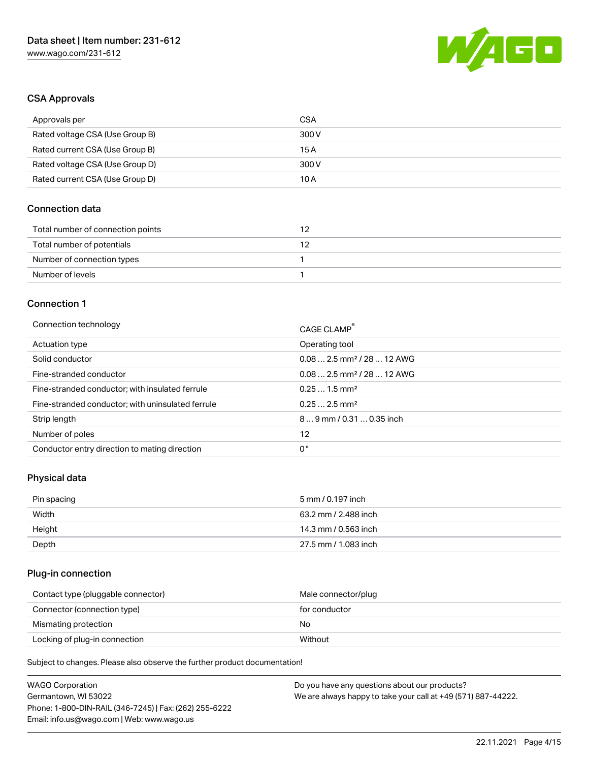## CSA Approvals

| | |
|---|---|
| Approvals per | CSA |
| Rated voltage CSA (Use Group B) | 300 V |
| Rated current CSA (Use Group B) | 15 A |
| Rated voltage CSA (Use Group D) | 300 V |
| Rated current CSA (Use Group D) | 10 A |

## Connection data

| | |
|---|---|
| Total number of connection points | 12 |
| Total number of potentials | 12 |
| Number of connection types | 1 |
| Number of levels | 1 |

## Connection 1

| | |
|---|---|
| Connection technology | CAGE CLAMP® |
| Actuation type | Operating tool |
| Solid conductor | 0.08 … 2.5 mm² / 28 … 12 AWG |
| Fine-stranded conductor | 0.08 … 2.5 mm² / 28 … 12 AWG |
| Fine-stranded conductor; with insulated ferrule | 0.25 … 1.5 mm² |
| Fine-stranded conductor; with uninsulated ferrule | 0.25 … 2.5 mm² |
| Strip length | 8 … 9 mm / 0.31 … 0.35 inch |
| Number of poles | 12 |
| Conductor entry direction to mating direction | 0 ° |

## Physical data

| | |
|---|---|
| Pin spacing | 5 mm / 0.197 inch |
| Width | 63.2 mm / 2.488 inch |
| Height | 14.3 mm / 0.563 inch |
| Depth | 27.5 mm / 1.083 inch |

## Plug-in connection

| | |
|---|---|
| Contact type (pluggable connector) | Male connector/plug |
| Connector (connection type) | for conductor |
| Mismating protection | No |
| Locking of plug-in connection | Without |

Subject to changes. Please also observe the further product documentation!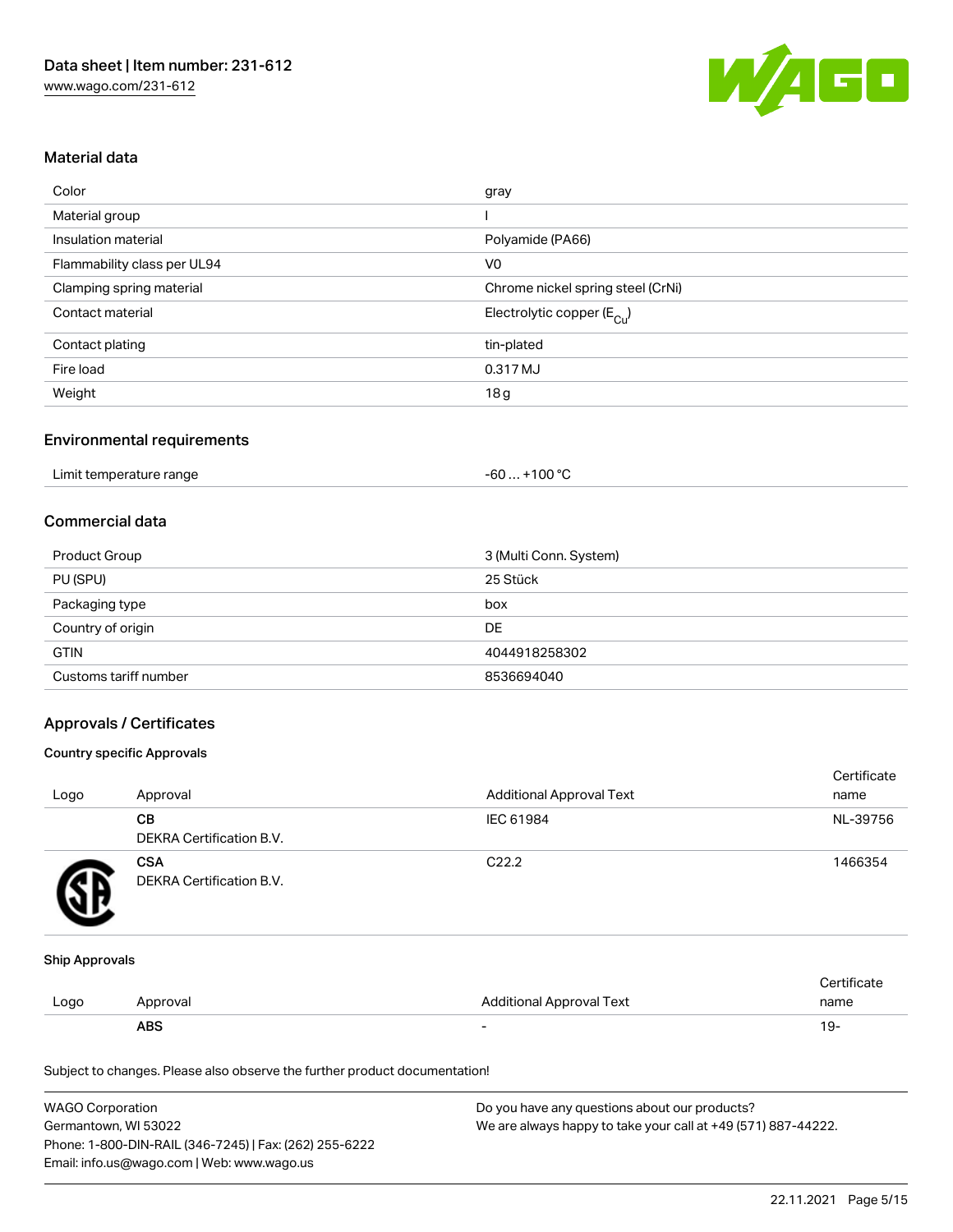## Material data

| | |
|---|---|
| Color | gray |
| Material group | I |
| Insulation material | Polyamide (PA66) |
| Flammability class per UL94 | V0 |
| Clamping spring material | Chrome nickel spring steel (CrNi) |
| Contact material | Electrolytic copper ($E_{Cu}$) |
| Contact plating | tin-plated |
| Fire load | 0.317 MJ |
| Weight | 18 g |

## Environmental requirements

| | |
|---|---|
| Limit temperature range | -60 … +100 °C |

## Commercial data

| | |
|---|---|
| Product Group | 3 (Multi Conn. System) |
| PU (SPU) | 25 Stück |
| Packaging type | box |
| Country of origin | DE |
| GTIN | 4044918258302 |
| Customs tariff number | 8536694040 |

## Approvals / Certificates

### Country specific Approvals

| Logo | Approval | Additional Approval Text | Certificate name |
|---|---|---|---|
| | **CB** DEKRA Certification B.V. | IEC 61984 | NL-39756 |
| | **CSA** DEKRA Certification B.V. | C22.2 | 1466354 |

### Ship Approvals

| Logo | Approval | Additional Approval Text | Certificate name |
|---|---|---|---|
| | **ABS** | - | 19- |

Subject to changes. Please also observe the further product documentation!

WAGO Corporation
Germantown, WI 53022
Phone: 1-800-DIN-RAIL (346-7245) | Fax: (262) 255-6222
Email: info.us@wago.com | Web: www.wago.us

Do you have any questions about our products?
We are always happy to take your call at +49 (571) 887-44222.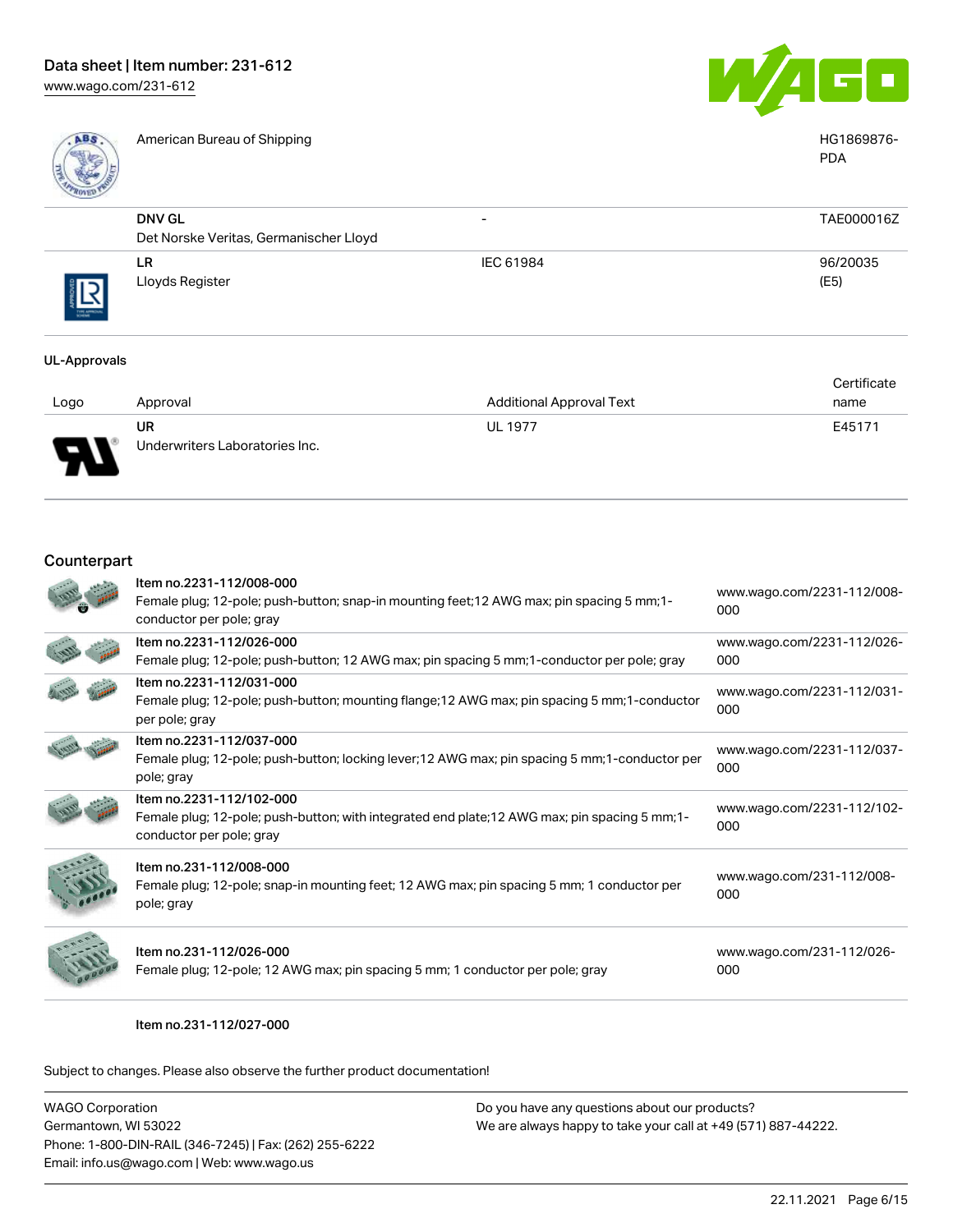| | | | |
|---|---|---|---|
| | American Bureau of Shipping | | HG1869876-PDA |
| | **DNV GL** Det Norske Veritas, Germanischer Lloyd | - | TAE000016Z |
| | **LR** Lloyds Register | IEC 61984 | 96/20035 (E5) |

### UL-Approvals

| Logo | Approval | Additional Approval Text | Certificate name |
|---|---|---|---|
| | **UR** Underwriters Laboratories Inc. | UL 1977 | E45171 |

## Counterpart

| | | |
|---|---|---|
| | **Item no.2231-112/008-000** Female plug; 12-pole; push-button; snap-in mounting feet;12 AWG max; pin spacing 5 mm;1-conductor per pole; gray | www.wago.com/2231-112/008-000 |
| | **Item no.2231-112/026-000** Female plug; 12-pole; push-button; 12 AWG max; pin spacing 5 mm;1-conductor per pole; gray | www.wago.com/2231-112/026-000 |
| | **Item no.2231-112/031-000** Female plug; 12-pole; push-button; mounting flange;12 AWG max; pin spacing 5 mm;1-conductor per pole; gray | www.wago.com/2231-112/031-000 |
| | **Item no.2231-112/037-000** Female plug; 12-pole; push-button; locking lever;12 AWG max; pin spacing 5 mm;1-conductor per pole; gray | www.wago.com/2231-112/037-000 |
| | **Item no.2231-112/102-000** Female plug; 12-pole; push-button; with integrated end plate;12 AWG max; pin spacing 5 mm;1-conductor per pole; gray | www.wago.com/2231-112/102-000 |
| | **Item no.231-112/008-000** Female plug; 12-pole; snap-in mounting feet; 12 AWG max; pin spacing 5 mm; 1 conductor per pole; gray | www.wago.com/231-112/008-000 |
| | **Item no.231-112/026-000** Female plug; 12-pole; 12 AWG max; pin spacing 5 mm; 1 conductor per pole; gray | www.wago.com/231-112/026-000 |
| | **Item no.231-112/027-000** | |

Subject to changes. Please also observe the further product documentation!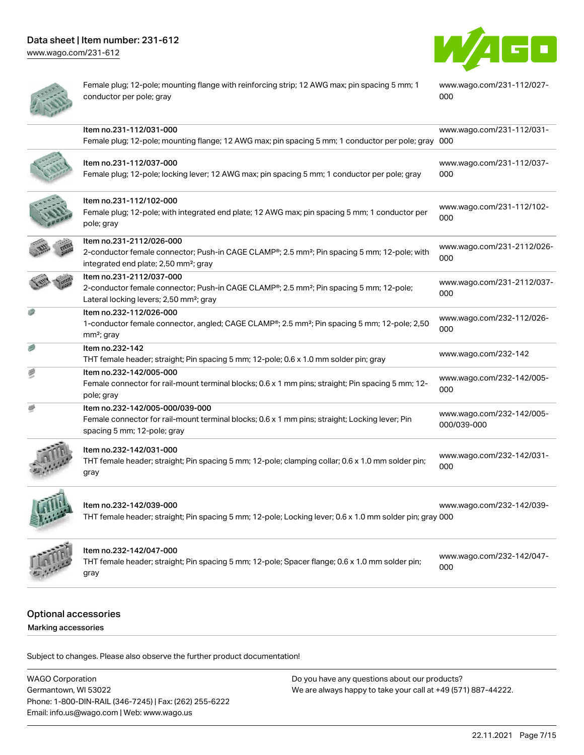| Description | Link |
|---|---|
| Female plug; 12-pole; mounting flange with reinforcing strip; 12 AWG max; pin spacing 5 mm; 1 conductor per pole; gray | www.wago.com/231-112/027-000 |
| Item no.231-112/031-000<br>Female plug; 12-pole; mounting flange; 12 AWG max; pin spacing 5 mm; 1 conductor per pole; gray | www.wago.com/231-112/031-000 |
| Item no.231-112/037-000<br>Female plug; 12-pole; locking lever; 12 AWG max; pin spacing 5 mm; 1 conductor per pole; gray | www.wago.com/231-112/037-000 |
| Item no.231-112/102-000<br>Female plug; 12-pole; with integrated end plate; 12 AWG max; pin spacing 5 mm; 1 conductor per pole; gray | www.wago.com/231-112/102-000 |
| Item no.231-2112/026-000<br>2-conductor female connector; Push-in CAGE CLAMP®; 2.5 mm²; Pin spacing 5 mm; 12-pole; with integrated end plate; 2,50 mm²; gray | www.wago.com/231-2112/026-000 |
| Item no.231-2112/037-000<br>2-conductor female connector; Push-in CAGE CLAMP®; 2.5 mm²; Pin spacing 5 mm; 12-pole; Lateral locking levers; 2,50 mm²; gray | www.wago.com/231-2112/037-000 |
| Item no.232-112/026-000<br>1-conductor female connector, angled; CAGE CLAMP®; 2.5 mm²; Pin spacing 5 mm; 12-pole; 2,50 mm²; gray | www.wago.com/232-112/026-000 |
| Item no.232-142<br>THT female header; straight; Pin spacing 5 mm; 12-pole; 0.6 x 1.0 mm solder pin; gray | www.wago.com/232-142 |
| Item no.232-142/005-000<br>Female connector for rail-mount terminal blocks; 0.6 x 1 mm pins; straight; Pin spacing 5 mm; 12-pole; gray | www.wago.com/232-142/005-000 |
| Item no.232-142/005-000/039-000<br>Female connector for rail-mount terminal blocks; 0.6 x 1 mm pins; straight; Locking lever; Pin spacing 5 mm; 12-pole; gray | www.wago.com/232-142/005-000/039-000 |
| Item no.232-142/031-000<br>THT female header; straight; Pin spacing 5 mm; 12-pole; clamping collar; 0.6 x 1.0 mm solder pin; gray | www.wago.com/232-142/031-000 |
| Item no.232-142/039-000<br>THT female header; straight; Pin spacing 5 mm; 12-pole; Locking lever; 0.6 x 1.0 mm solder pin; gray | www.wago.com/232-142/039-000 |
| Item no.232-142/047-000<br>THT female header; straight; Pin spacing 5 mm; 12-pole; Spacer flange; 0.6 x 1.0 mm solder pin; gray | www.wago.com/232-142/047-000 |

## Optional accessories

Marking accessories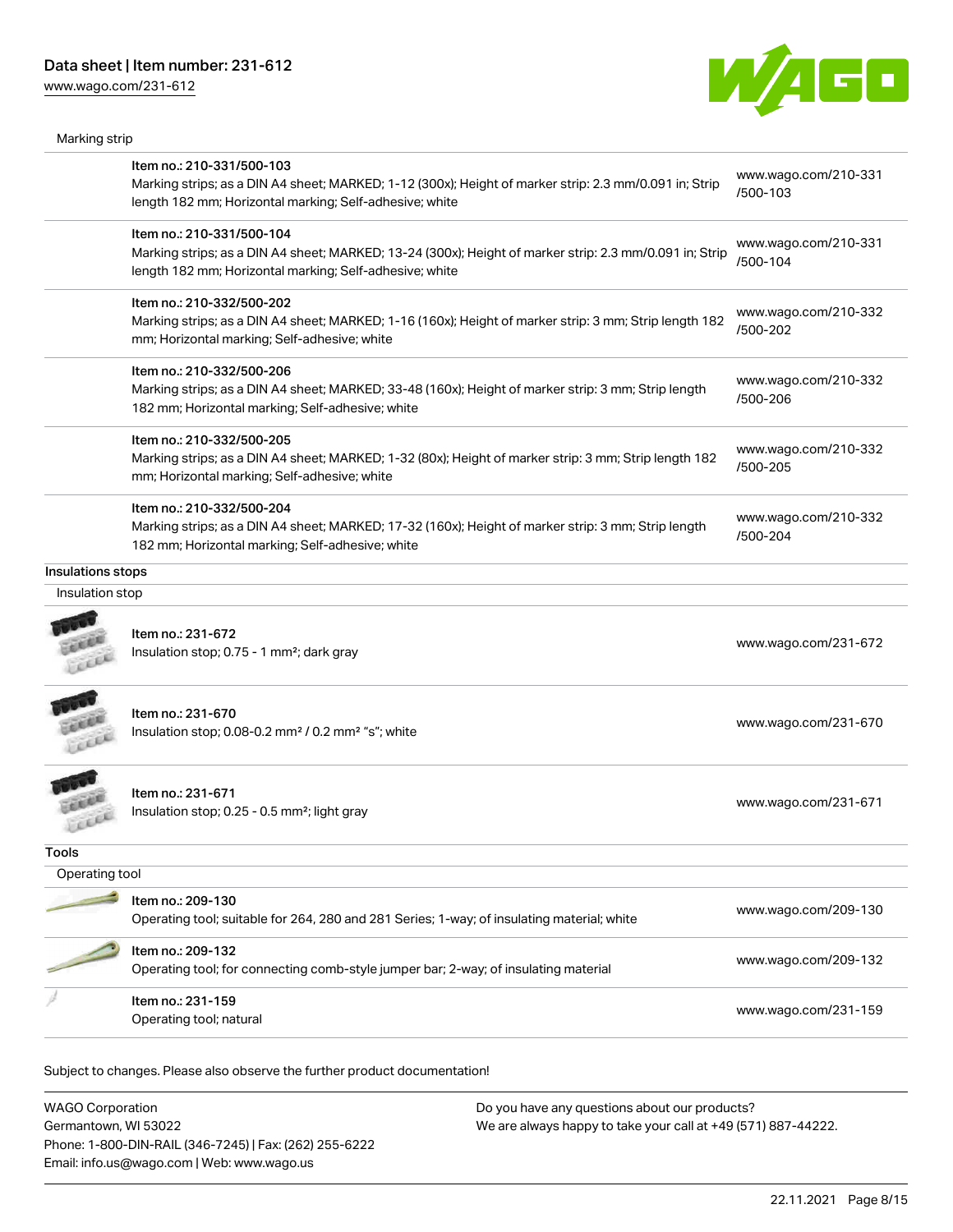Marking strip

| Item | Link |
|---|---|
| Item no.: 210-331/500-103<br>Marking strips; as a DIN A4 sheet; MARKED; 1-12 (300x); Height of marker strip: 2.3 mm/0.091 in; Strip length 182 mm; Horizontal marking; Self-adhesive; white | www.wago.com/210-331/500-103 |
| Item no.: 210-331/500-104<br>Marking strips; as a DIN A4 sheet; MARKED; 13-24 (300x); Height of marker strip: 2.3 mm/0.091 in; Strip length 182 mm; Horizontal marking; Self-adhesive; white | www.wago.com/210-331/500-104 |
| Item no.: 210-332/500-202<br>Marking strips; as a DIN A4 sheet; MARKED; 1-16 (160x); Height of marker strip: 3 mm; Strip length 182 mm; Horizontal marking; Self-adhesive; white | www.wago.com/210-332/500-202 |
| Item no.: 210-332/500-206<br>Marking strips; as a DIN A4 sheet; MARKED; 33-48 (160x); Height of marker strip: 3 mm; Strip length 182 mm; Horizontal marking; Self-adhesive; white | www.wago.com/210-332/500-206 |
| Item no.: 210-332/500-205<br>Marking strips; as a DIN A4 sheet; MARKED; 1-32 (80x); Height of marker strip: 3 mm; Strip length 182 mm; Horizontal marking; Self-adhesive; white | www.wago.com/210-332/500-205 |
| Item no.: 210-332/500-204<br>Marking strips; as a DIN A4 sheet; MARKED; 17-32 (160x); Height of marker strip: 3 mm; Strip length 182 mm; Horizontal marking; Self-adhesive; white | www.wago.com/210-332/500-204 |

## Insulations stops

Insulation stop

| Item | Link |
|---|---|
| Item no.: 231-672<br>Insulation stop; 0.75 - 1 mm²; dark gray | www.wago.com/231-672 |
| Item no.: 231-670<br>Insulation stop; 0.08-0.2 mm² / 0.2 mm² "s"; white | www.wago.com/231-670 |
| Item no.: 231-671<br>Insulation stop; 0.25 - 0.5 mm²; light gray | www.wago.com/231-671 |

## Tools

Operating tool

| Item | Link |
|---|---|
| Item no.: 209-130<br>Operating tool; suitable for 264, 280 and 281 Series; 1-way; of insulating material; white | www.wago.com/209-130 |
| Item no.: 209-132<br>Operating tool; for connecting comb-style jumper bar; 2-way; of insulating material | www.wago.com/209-132 |
| Item no.: 231-159<br>Operating tool; natural | www.wago.com/231-159 |

Subject to changes. Please also observe the further product documentation!

WAGO Corporation
Germantown, WI 53022
Phone: 1-800-DIN-RAIL (346-7245) | Fax: (262) 255-6222
Email: info.us@wago.com | Web: www.wago.us

Do you have any questions about our products?
We are always happy to take your call at +49 (571) 887-44222.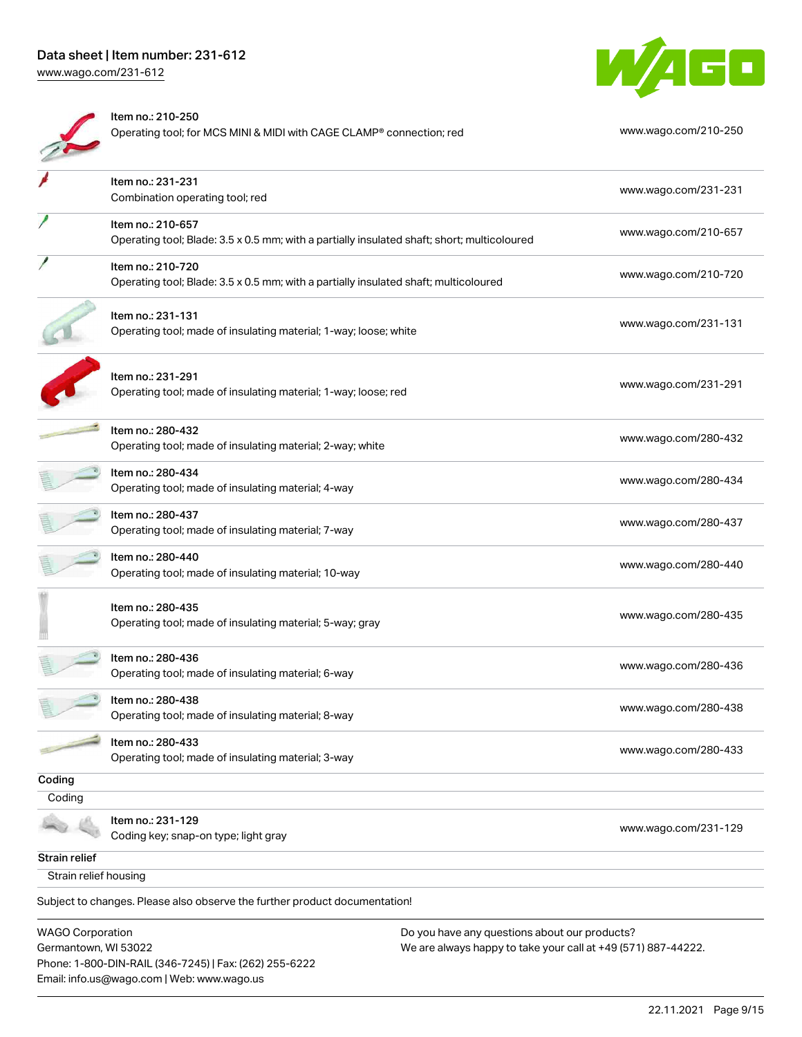| | | |
|---|---|---|
| | Item no.: 210-250<br>Operating tool; for MCS MINI & MIDI with CAGE CLAMP® connection; red | www.wago.com/210-250 |
| | Item no.: 231-231<br>Combination operating tool; red | www.wago.com/231-231 |
| | Item no.: 210-657<br>Operating tool; Blade: 3.5 x 0.5 mm; with a partially insulated shaft; short; multicoloured | www.wago.com/210-657 |
| | Item no.: 210-720<br>Operating tool; Blade: 3.5 x 0.5 mm; with a partially insulated shaft; multicoloured | www.wago.com/210-720 |
| | Item no.: 231-131<br>Operating tool; made of insulating material; 1-way; loose; white | www.wago.com/231-131 |
| | Item no.: 231-291<br>Operating tool; made of insulating material; 1-way; loose; red | www.wago.com/231-291 |
| | Item no.: 280-432<br>Operating tool; made of insulating material; 2-way; white | www.wago.com/280-432 |
| | Item no.: 280-434<br>Operating tool; made of insulating material; 4-way | www.wago.com/280-434 |
| | Item no.: 280-437<br>Operating tool; made of insulating material; 7-way | www.wago.com/280-437 |
| | Item no.: 280-440<br>Operating tool; made of insulating material; 10-way | www.wago.com/280-440 |
| | Item no.: 280-435<br>Operating tool; made of insulating material; 5-way; gray | www.wago.com/280-435 |
| | Item no.: 280-436<br>Operating tool; made of insulating material; 6-way | www.wago.com/280-436 |
| | Item no.: 280-438<br>Operating tool; made of insulating material; 8-way | www.wago.com/280-438 |
| | Item no.: 280-433<br>Operating tool; made of insulating material; 3-way | www.wago.com/280-433 |

**Coding**

Coding

| | | |
|---|---|---|
| | Item no.: 231-129<br>Coding key; snap-on type; light gray | www.wago.com/231-129 |

**Strain relief**

Strain relief housing

Subject to changes. Please also observe the further product documentation!

WAGO Corporation
Germantown, WI 53022
Phone: 1-800-DIN-RAIL (346-7245) | Fax: (262) 255-6222
Email: info.us@wago.com | Web: www.wago.us

Do you have any questions about our products?
We are always happy to take your call at +49 (571) 887-44222.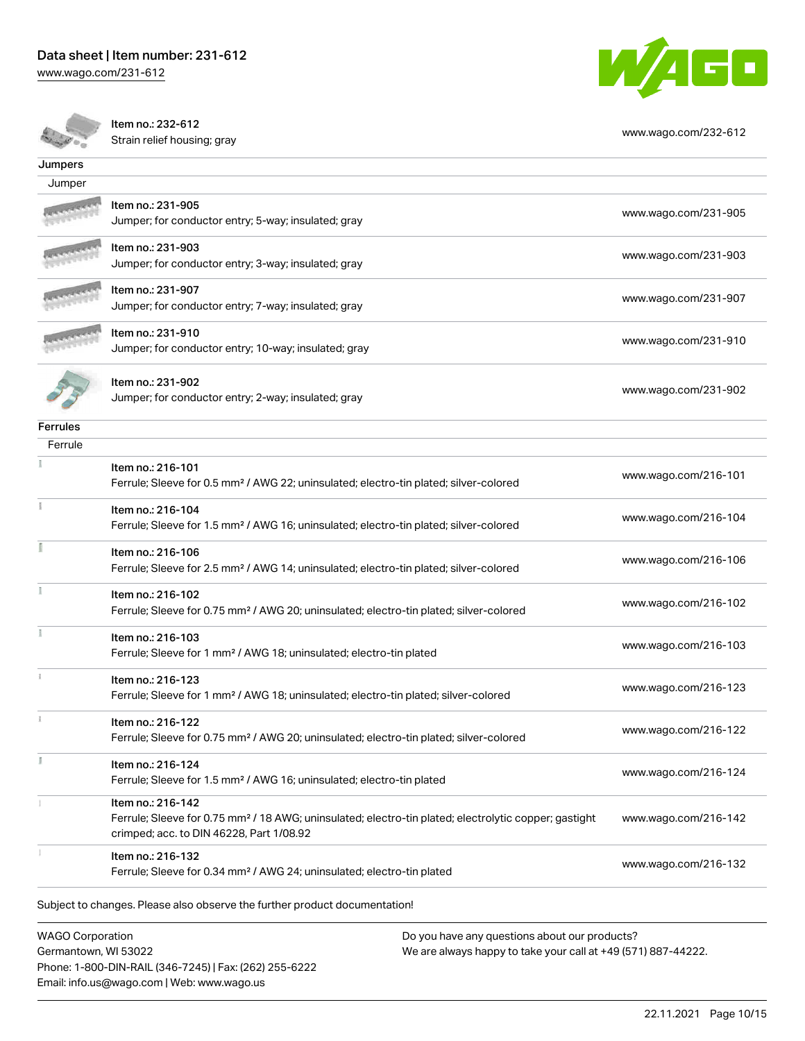| | | |
|---|---|---|
| | Item no.: 232-612<br>Strain relief housing; gray | www.wago.com/232-612 |

**Jumpers**

Jumper

| | | |
|---|---|---|
| | Item no.: 231-905<br>Jumper; for conductor entry; 5-way; insulated; gray | www.wago.com/231-905 |
| | Item no.: 231-903<br>Jumper; for conductor entry; 3-way; insulated; gray | www.wago.com/231-903 |
| | Item no.: 231-907<br>Jumper; for conductor entry; 7-way; insulated; gray | www.wago.com/231-907 |
| | Item no.: 231-910<br>Jumper; for conductor entry; 10-way; insulated; gray | www.wago.com/231-910 |
| | Item no.: 231-902<br>Jumper; for conductor entry; 2-way; insulated; gray | www.wago.com/231-902 |

**Ferrules**

Ferrule

| | | |
|---|---|---|
| | Item no.: 216-101<br>Ferrule; Sleeve for 0.5 mm² / AWG 22; uninsulated; electro-tin plated; silver-colored | www.wago.com/216-101 |
| | Item no.: 216-104<br>Ferrule; Sleeve for 1.5 mm² / AWG 16; uninsulated; electro-tin plated; silver-colored | www.wago.com/216-104 |
| | Item no.: 216-106<br>Ferrule; Sleeve for 2.5 mm² / AWG 14; uninsulated; electro-tin plated; silver-colored | www.wago.com/216-106 |
| | Item no.: 216-102<br>Ferrule; Sleeve for 0.75 mm² / AWG 20; uninsulated; electro-tin plated; silver-colored | www.wago.com/216-102 |
| | Item no.: 216-103<br>Ferrule; Sleeve for 1 mm² / AWG 18; uninsulated; electro-tin plated | www.wago.com/216-103 |
| | Item no.: 216-123<br>Ferrule; Sleeve for 1 mm² / AWG 18; uninsulated; electro-tin plated; silver-colored | www.wago.com/216-123 |
| | Item no.: 216-122<br>Ferrule; Sleeve for 0.75 mm² / AWG 20; uninsulated; electro-tin plated; silver-colored | www.wago.com/216-122 |
| | Item no.: 216-124<br>Ferrule; Sleeve for 1.5 mm² / AWG 16; uninsulated; electro-tin plated | www.wago.com/216-124 |
| | Item no.: 216-142<br>Ferrule; Sleeve for 0.75 mm² / 18 AWG; uninsulated; electro-tin plated; electrolytic copper; gastight crimped; acc. to DIN 46228, Part 1/08.92 | www.wago.com/216-142 |
| | Item no.: 216-132<br>Ferrule; Sleeve for 0.34 mm² / AWG 24; uninsulated; electro-tin plated | www.wago.com/216-132 |

Subject to changes. Please also observe the further product documentation!

WAGO Corporation
Germantown, WI 53022
Phone: 1-800-DIN-RAIL (346-7245) | Fax: (262) 255-6222
Email: info.us@wago.com | Web: www.wago.us

Do you have any questions about our products?
We are always happy to take your call at +49 (571) 887-44222.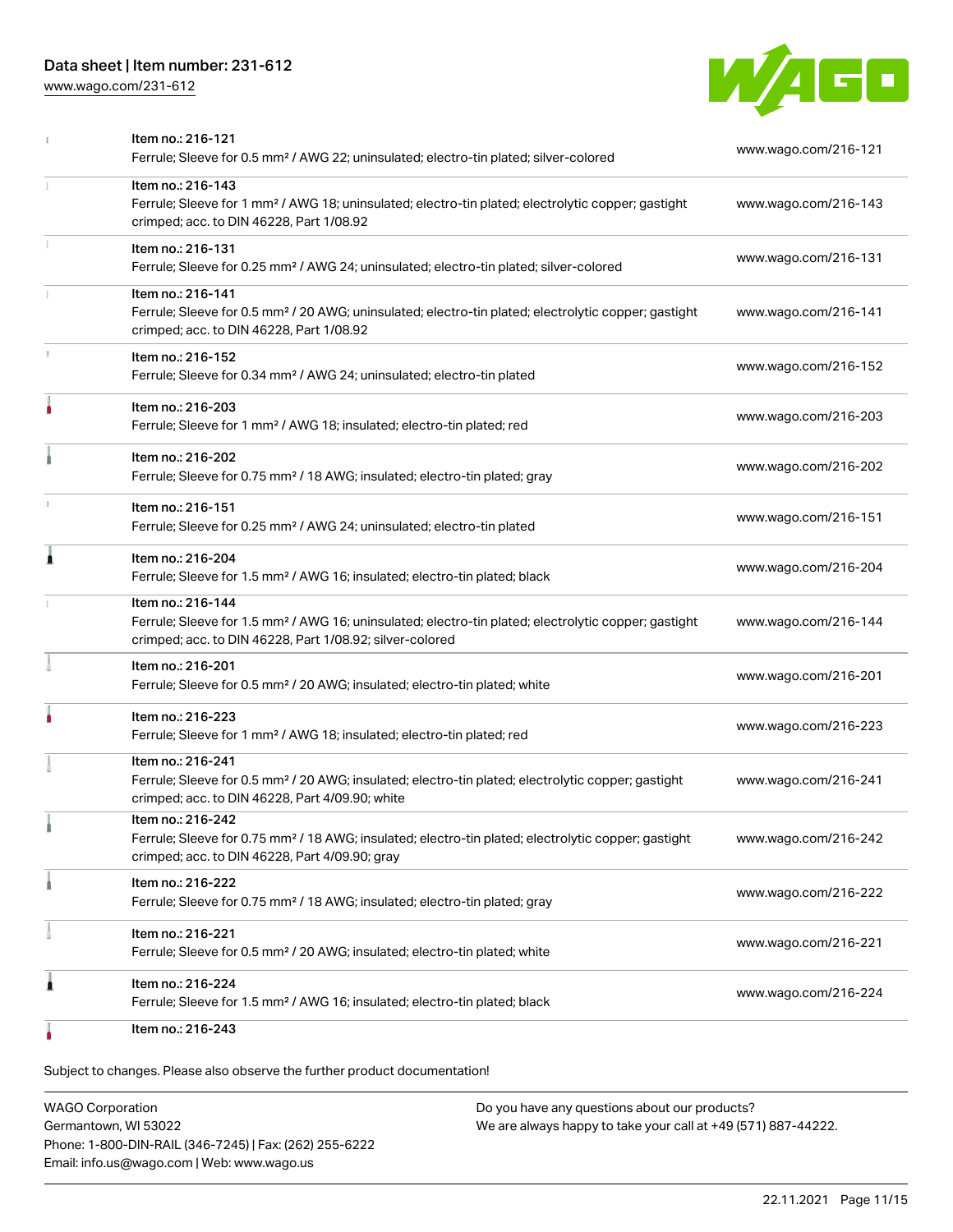| | | |
|---|---|---|
| | Item no.: 216-121<br>Ferrule; Sleeve for 0.5 mm² / AWG 22; uninsulated; electro-tin plated; silver-colored | www.wago.com/216-121 |
| | Item no.: 216-143<br>Ferrule; Sleeve for 1 mm² / AWG 18; uninsulated; electro-tin plated; electrolytic copper; gastight crimped; acc. to DIN 46228, Part 1/08.92 | www.wago.com/216-143 |
| | Item no.: 216-131<br>Ferrule; Sleeve for 0.25 mm² / AWG 24; uninsulated; electro-tin plated; silver-colored | www.wago.com/216-131 |
| | Item no.: 216-141<br>Ferrule; Sleeve for 0.5 mm² / 20 AWG; uninsulated; electro-tin plated; electrolytic copper; gastight crimped; acc. to DIN 46228, Part 1/08.92 | www.wago.com/216-141 |
| | Item no.: 216-152<br>Ferrule; Sleeve for 0.34 mm² / AWG 24; uninsulated; electro-tin plated | www.wago.com/216-152 |
| | Item no.: 216-203<br>Ferrule; Sleeve for 1 mm² / AWG 18; insulated; electro-tin plated; red | www.wago.com/216-203 |
| | Item no.: 216-202<br>Ferrule; Sleeve for 0.75 mm² / 18 AWG; insulated; electro-tin plated; gray | www.wago.com/216-202 |
| | Item no.: 216-151<br>Ferrule; Sleeve for 0.25 mm² / AWG 24; uninsulated; electro-tin plated | www.wago.com/216-151 |
| | Item no.: 216-204<br>Ferrule; Sleeve for 1.5 mm² / AWG 16; insulated; electro-tin plated; black | www.wago.com/216-204 |
| | Item no.: 216-144<br>Ferrule; Sleeve for 1.5 mm² / AWG 16; uninsulated; electro-tin plated; electrolytic copper; gastight crimped; acc. to DIN 46228, Part 1/08.92; silver-colored | www.wago.com/216-144 |
| | Item no.: 216-201<br>Ferrule; Sleeve for 0.5 mm² / 20 AWG; insulated; electro-tin plated; white | www.wago.com/216-201 |
| | Item no.: 216-223<br>Ferrule; Sleeve for 1 mm² / AWG 18; insulated; electro-tin plated; red | www.wago.com/216-223 |
| | Item no.: 216-241<br>Ferrule; Sleeve for 0.5 mm² / 20 AWG; insulated; electro-tin plated; electrolytic copper; gastight crimped; acc. to DIN 46228, Part 4/09.90; white | www.wago.com/216-241 |
| | Item no.: 216-242<br>Ferrule; Sleeve for 0.75 mm² / 18 AWG; insulated; electro-tin plated; electrolytic copper; gastight crimped; acc. to DIN 46228, Part 4/09.90; gray | www.wago.com/216-242 |
| | Item no.: 216-222<br>Ferrule; Sleeve for 0.75 mm² / 18 AWG; insulated; electro-tin plated; gray | www.wago.com/216-222 |
| | Item no.: 216-221<br>Ferrule; Sleeve for 0.5 mm² / 20 AWG; insulated; electro-tin plated; white | www.wago.com/216-221 |
| | Item no.: 216-224<br>Ferrule; Sleeve for 1.5 mm² / AWG 16; insulated; electro-tin plated; black | www.wago.com/216-224 |
| | Item no.: 216-243 | |

Subject to changes. Please also observe the further product documentation!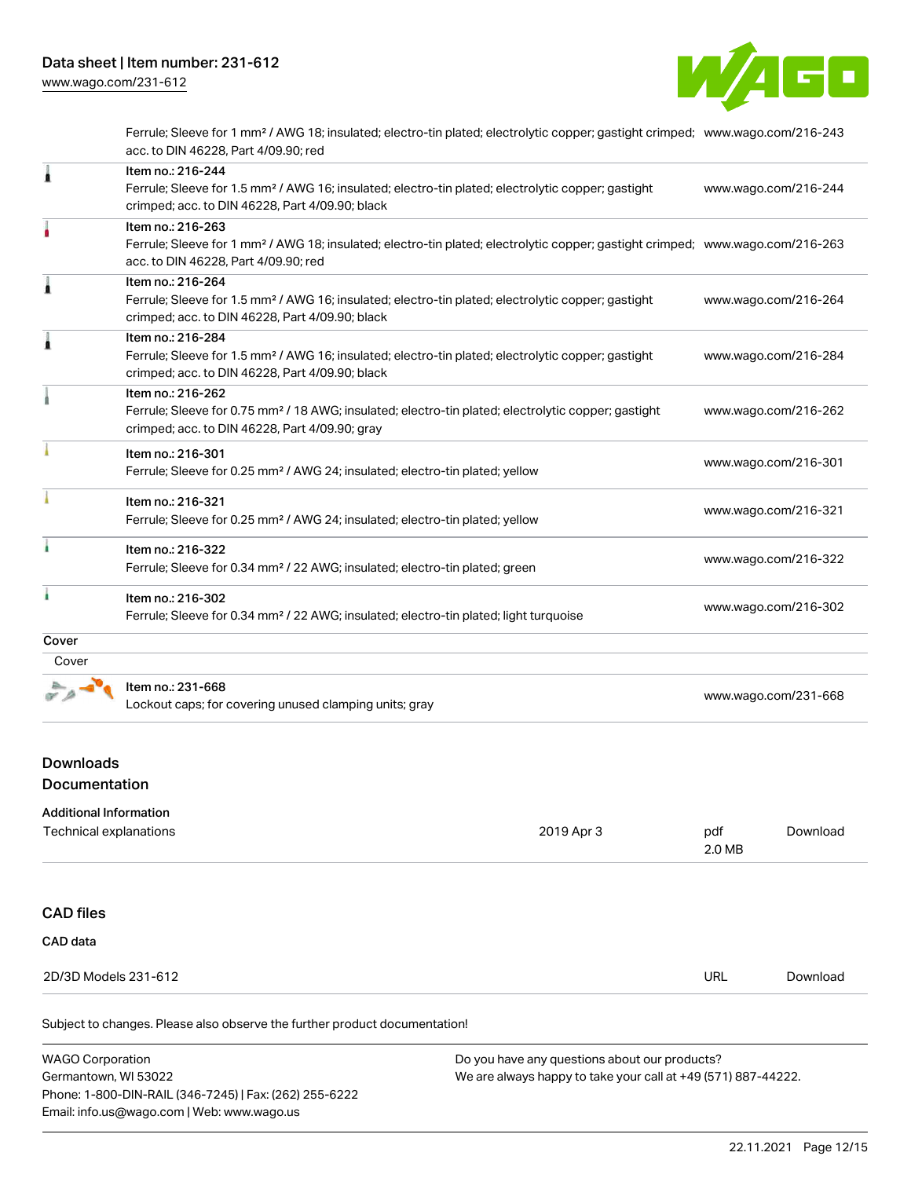| | | |
|---|---|---|
| | Ferrule; Sleeve for 1 mm² / AWG 18; insulated; electro-tin plated; electrolytic copper; gastight crimped; acc. to DIN 46228, Part 4/09.90; red | www.wago.com/216-243 |
| | Item no.: 216-244<br>Ferrule; Sleeve for 1.5 mm² / AWG 16; insulated; electro-tin plated; electrolytic copper; gastight crimped; acc. to DIN 46228, Part 4/09.90; black | www.wago.com/216-244 |
| | Item no.: 216-263<br>Ferrule; Sleeve for 1 mm² / AWG 18; insulated; electro-tin plated; electrolytic copper; gastight crimped; acc. to DIN 46228, Part 4/09.90; red | www.wago.com/216-263 |
| | Item no.: 216-264<br>Ferrule; Sleeve for 1.5 mm² / AWG 16; insulated; electro-tin plated; electrolytic copper; gastight crimped; acc. to DIN 46228, Part 4/09.90; black | www.wago.com/216-264 |
| | Item no.: 216-284<br>Ferrule; Sleeve for 1.5 mm² / AWG 16; insulated; electro-tin plated; electrolytic copper; gastight crimped; acc. to DIN 46228, Part 4/09.90; black | www.wago.com/216-284 |
| | Item no.: 216-262<br>Ferrule; Sleeve for 0.75 mm² / 18 AWG; insulated; electro-tin plated; electrolytic copper; gastight crimped; acc. to DIN 46228, Part 4/09.90; gray | www.wago.com/216-262 |
| | Item no.: 216-301<br>Ferrule; Sleeve for 0.25 mm² / AWG 24; insulated; electro-tin plated; yellow | www.wago.com/216-301 |
| | Item no.: 216-321<br>Ferrule; Sleeve for 0.25 mm² / AWG 24; insulated; electro-tin plated; yellow | www.wago.com/216-321 |
| | Item no.: 216-322<br>Ferrule; Sleeve for 0.34 mm² / 22 AWG; insulated; electro-tin plated; green | www.wago.com/216-322 |
| | Item no.: 216-302<br>Ferrule; Sleeve for 0.34 mm² / 22 AWG; insulated; electro-tin plated; light turquoise | www.wago.com/216-302 |

**Cover**

Cover

| | | |
|---|---|---|
| | Item no.: 231-668<br>Lockout caps; for covering unused clamping units; gray | www.wago.com/231-668 |

## Downloads

### Documentation

**Additional Information**

| | | | |
|---|---|---|---|
| Technical explanations | 2019 Apr 3 | pdf<br>2.0 MB | Download |

## CAD files

**CAD data**

| | | |
|---|---|---|
| 2D/3D Models 231-612 | URL | Download |

Subject to changes. Please also observe the further product documentation!

WAGO Corporation
Germantown, WI 53022
Phone: 1-800-DIN-RAIL (346-7245) | Fax: (262) 255-6222
Email: info.us@wago.com | Web: www.wago.us

Do you have any questions about our products?
We are always happy to take your call at +49 (571) 887-44222.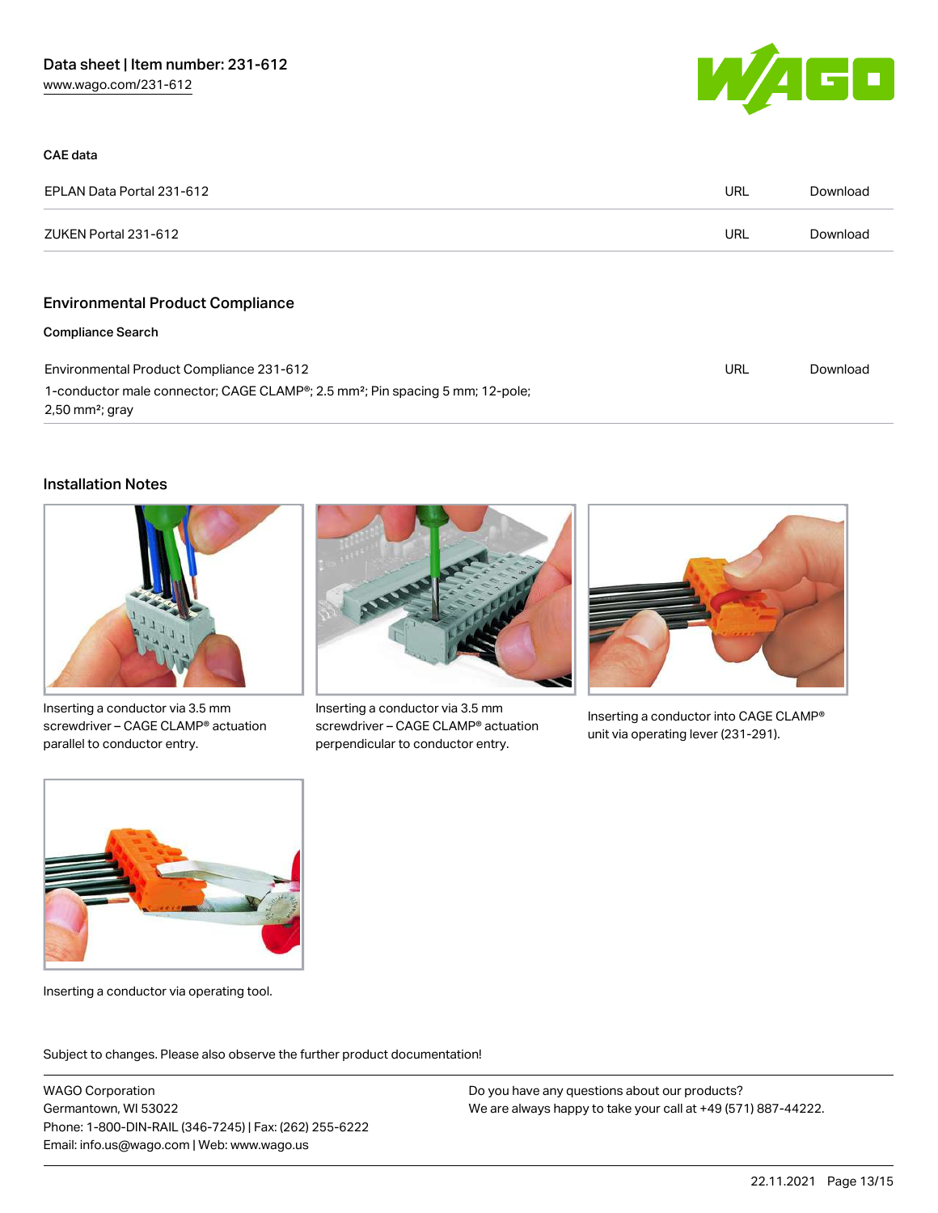### CAE data

| | | |
|---|---|---|
| EPLAN Data Portal 231-612 | URL | Download |
| ZUKEN Portal 231-612 | URL | Download |

## Environmental Product Compliance

### Compliance Search

| | | |
|---|---|---|
| Environmental Product Compliance 231-612<br>1-conductor male connector; CAGE CLAMP®; 2.5 mm²; Pin spacing 5 mm; 12-pole; 2,50 mm²; gray | URL | Download |

## Installation Notes

Inserting a conductor via 3.5 mm screwdriver – CAGE CLAMP® actuation parallel to conductor entry.

Inserting a conductor via 3.5 mm screwdriver – CAGE CLAMP® actuation perpendicular to conductor entry.

Inserting a conductor into CAGE CLAMP® unit via operating lever (231-291).

Inserting a conductor via operating tool.

Subject to changes. Please also observe the further product documentation!

WAGO Corporation
Germantown, WI 53022
Phone: 1-800-DIN-RAIL (346-7245) | Fax: (262) 255-6222
Email: info.us@wago.com | Web: www.wago.us

Do you have any questions about our products?
We are always happy to take your call at +49 (571) 887-44222.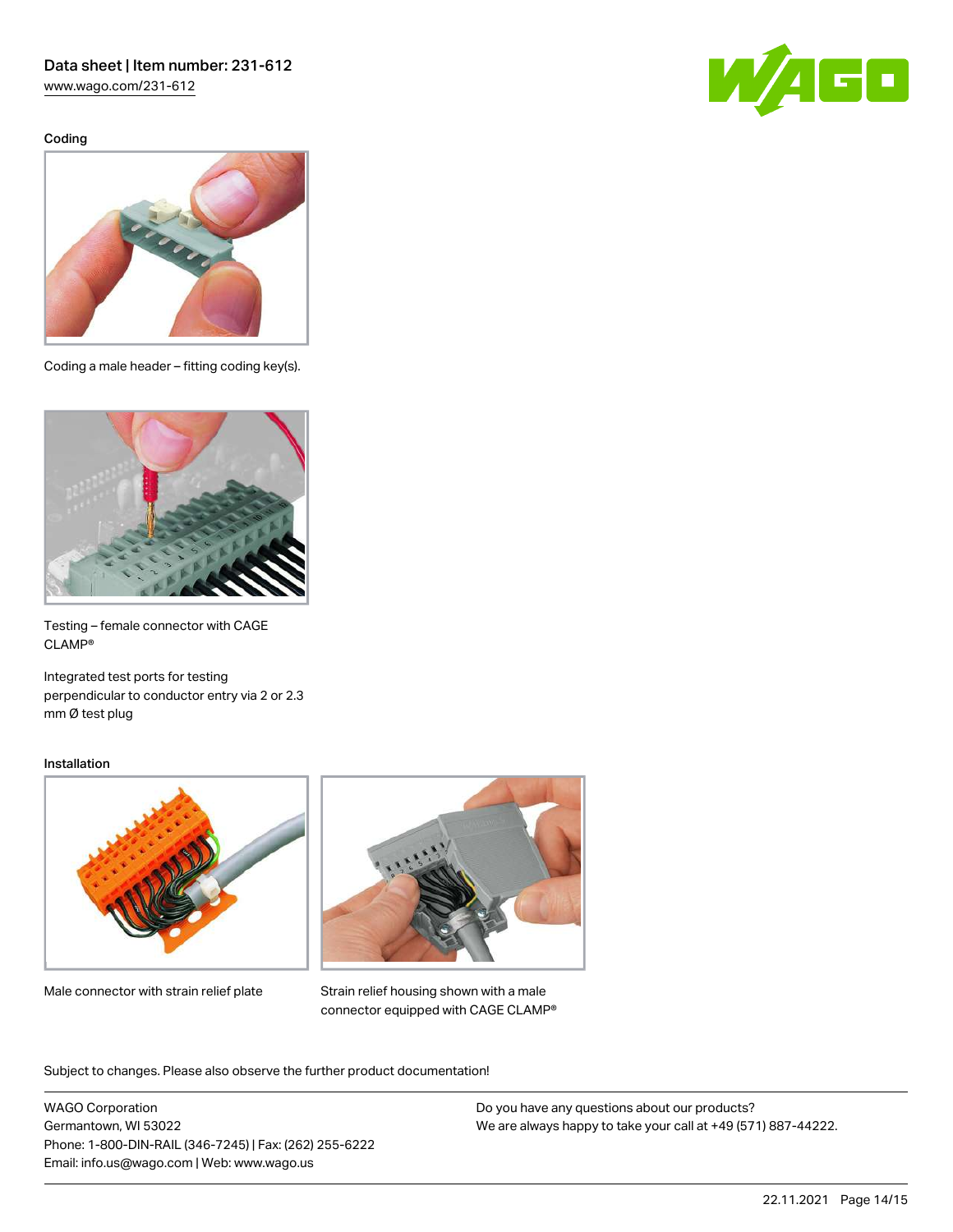## Coding

Coding a male header – fitting coding key(s).

Testing – female connector with CAGE CLAMP®

Integrated test ports for testing perpendicular to conductor entry via 2 or 2.3 mm Ø test plug

## Installation

Male connector with strain relief plate

Strain relief housing shown with a male connector equipped with CAGE CLAMP®

Subject to changes. Please also observe the further product documentation!

WAGO Corporation
Germantown, WI 53022
Phone: 1-800-DIN-RAIL (346-7245) | Fax: (262) 255-6222
Email: info.us@wago.com | Web: www.wago.us

Do you have any questions about our products?
We are always happy to take your call at +49 (571) 887-44222.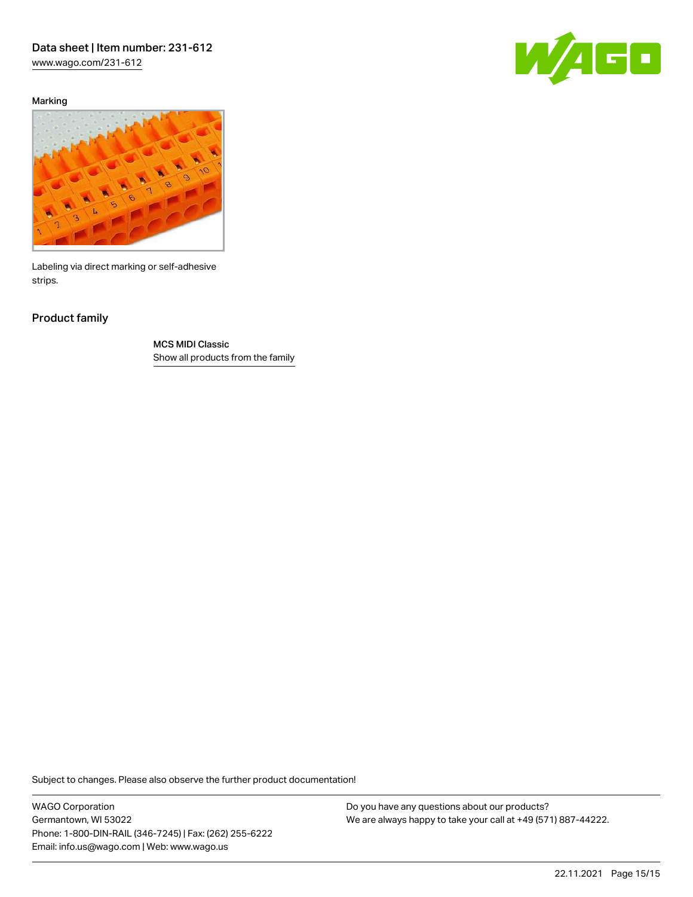Marking

Labeling via direct marking or self-adhesive strips.

## Product family

MCS MIDI Classic
Show all products from the family

Subject to changes. Please also observe the further product documentation!

WAGO Corporation
Germantown, WI 53022
Phone: 1-800-DIN-RAIL (346-7245) | Fax: (262) 255-6222
Email: info.us@wago.com | Web: www.wago.us

Do you have any questions about our products?
We are always happy to take your call at +49 (571) 887-44222.